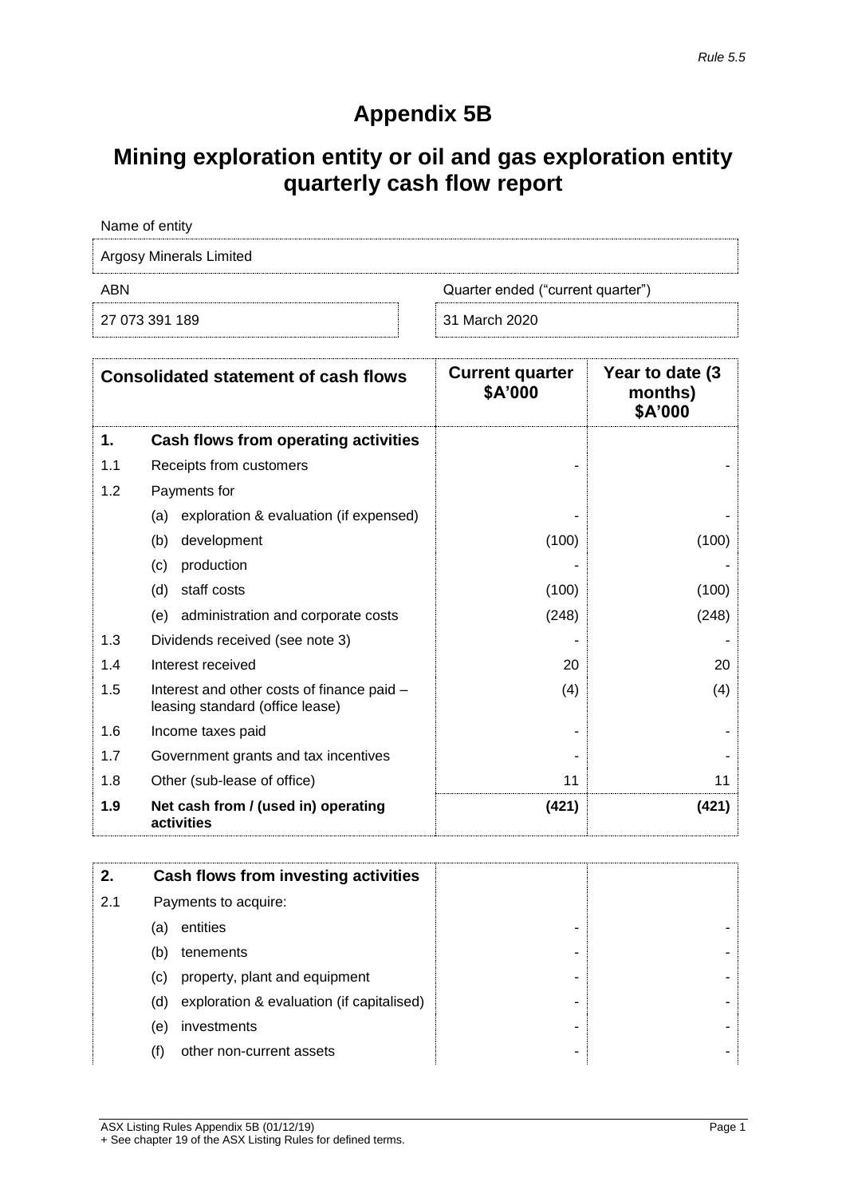Rule 5.5

# Appendix 5B

## Mining exploration entity or oil and gas exploration entity quarterly cash flow report

Name of entity

Argosy Minerals Limited

| ABN | Quarter ended ("current quarter") |
|---|---|
| 27 073 391 189 | 31 March 2020 |

| | Consolidated statement of cash flows | Current quarter $A'000 | Year to date (3 months) $A'000 |
|---|---|---|---|
| **1.** | **Cash flows from operating activities** | | |
| 1.1 | Receipts from customers | - | - |
| 1.2 | Payments for | | |
| | (a) exploration & evaluation (if expensed) | - | - |
| | (b) development | (100) | (100) |
| | (c) production | - | - |
| | (d) staff costs | (100) | (100) |
| | (e) administration and corporate costs | (248) | (248) |
| 1.3 | Dividends received (see note 3) | - | - |
| 1.4 | Interest received | 20 | 20 |
| 1.5 | Interest and other costs of finance paid – leasing standard (office lease) | (4) | (4) |
| 1.6 | Income taxes paid | - | - |
| 1.7 | Government grants and tax incentives | - | - |
| 1.8 | Other (sub-lease of office) | 11 | 11 |
| **1.9** | **Net cash from / (used in) operating activities** | **(421)** | **(421)** |

| | | | |
|---|---|---|---|
| **2.** | **Cash flows from investing activities** | | |
| 2.1 | Payments to acquire: | | |
| | (a) entities | - | - |
| | (b) tenements | - | - |
| | (c) property, plant and equipment | - | - |
| | (d) exploration & evaluation (if capitalised) | - | - |
| | (e) investments | - | - |
| | (f) other non-current assets | - | - |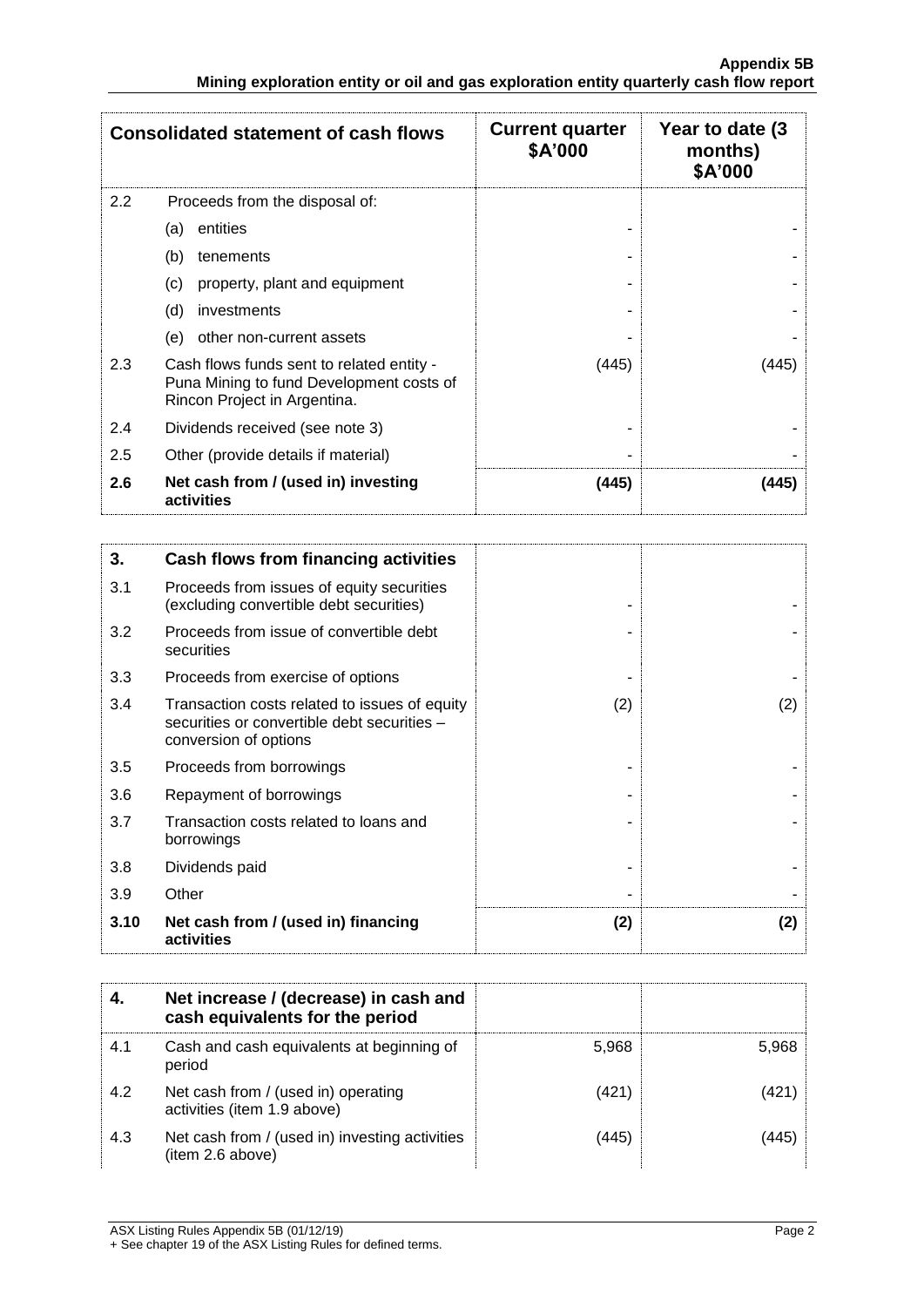| Consolidated statement of cash flows | | Current quarter \$A'000 | Year to date (3 months) \$A'000 |
|---|---|---|---|
| 2.2 | Proceeds from the disposal of: | | |
| | (a) entities | - | - |
| | (b) tenements | - | - |
| | (c) property, plant and equipment | - | - |
| | (d) investments | - | - |
| | (e) other non-current assets | - | - |
| 2.3 | Cash flows funds sent to related entity - Puna Mining to fund Development costs of Rincon Project in Argentina. | (445) | (445) |
| 2.4 | Dividends received (see note 3) | - | - |
| 2.5 | Other (provide details if material) | - | - |
| **2.6** | **Net cash from / (used in) investing activities** | **(445)** | **(445)** |

| **3.** | **Cash flows from financing activities** | | |
|---|---|---|---|
| 3.1 | Proceeds from issues of equity securities (excluding convertible debt securities) | - | - |
| 3.2 | Proceeds from issue of convertible debt securities | - | - |
| 3.3 | Proceeds from exercise of options | - | - |
| 3.4 | Transaction costs related to issues of equity securities or convertible debt securities – conversion of options | (2) | (2) |
| 3.5 | Proceeds from borrowings | - | - |
| 3.6 | Repayment of borrowings | - | - |
| 3.7 | Transaction costs related to loans and borrowings | - | - |
| 3.8 | Dividends paid | - | - |
| 3.9 | Other | - | - |
| **3.10** | **Net cash from / (used in) financing activities** | **(2)** | **(2)** |

| **4.** | **Net increase / (decrease) in cash and cash equivalents for the period** | | |
|---|---|---|---|
| 4.1 | Cash and cash equivalents at beginning of period | 5,968 | 5,968 |
| 4.2 | Net cash from / (used in) operating activities (item 1.9 above) | (421) | (421) |
| 4.3 | Net cash from / (used in) investing activities (item 2.6 above) | (445) | (445) |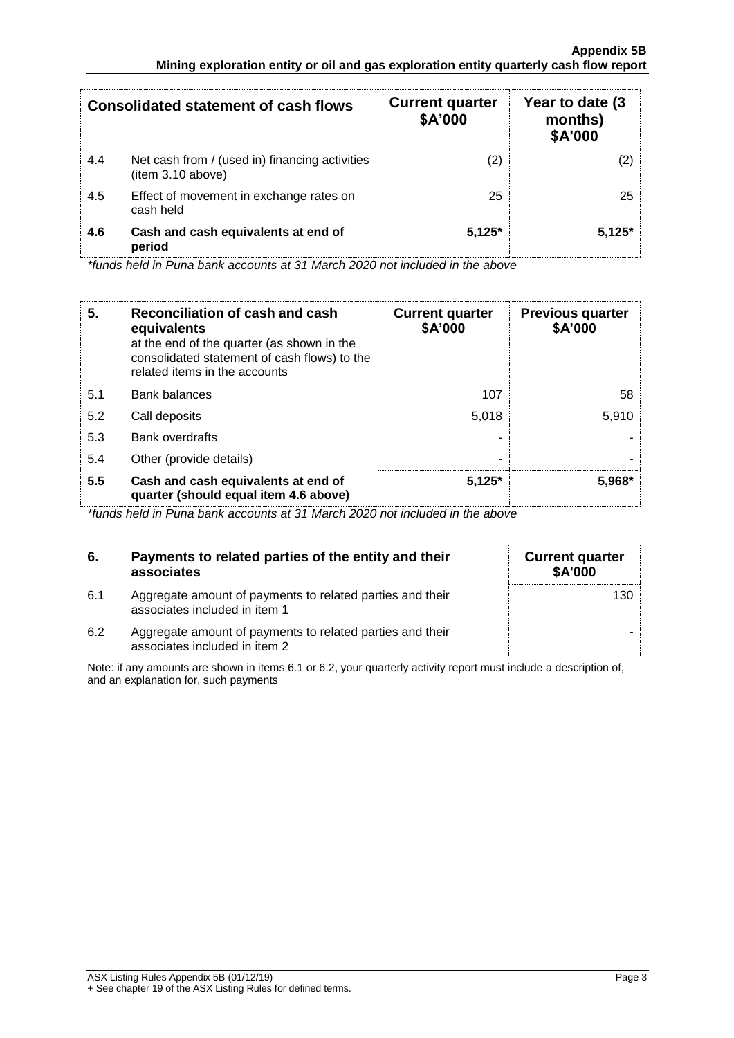| Consolidated statement of cash flows | | Current quarter $A'000 | Year to date (3 months) $A'000 |
|---|---|---|---|
| 4.4 | Net cash from / (used in) financing activities (item 3.10 above) | (2) | (2) |
| 4.5 | Effect of movement in exchange rates on cash held | 25 | 25 |
| **4.6** | **Cash and cash equivalents at end of period** | **5,125*** | **5,125*** |

*funds held in Puna bank accounts at 31 March 2020 not included in the above*

| **5.** | **Reconciliation of cash and cash equivalents** at the end of the quarter (as shown in the consolidated statement of cash flows) to the related items in the accounts | **Current quarter $A'000** | **Previous quarter $A'000** |
|---|---|---|---|
| 5.1 | Bank balances | 107 | 58 |
| 5.2 | Call deposits | 5,018 | 5,910 |
| 5.3 | Bank overdrafts | - | - |
| 5.4 | Other (provide details) | - | - |
| **5.5** | **Cash and cash equivalents at end of quarter (should equal item 4.6 above)** | **5,125*** | **5,968*** |

*funds held in Puna bank accounts at 31 March 2020 not included in the above*

| **6.** | **Payments to related parties of the entity and their associates** | **Current quarter $A'000** |
|---|---|---|
| 6.1 | Aggregate amount of payments to related parties and their associates included in item 1 | 130 |
| 6.2 | Aggregate amount of payments to related parties and their associates included in item 2 | - |

Note: if any amounts are shown in items 6.1 or 6.2, your quarterly activity report must include a description of, and an explanation for, such payments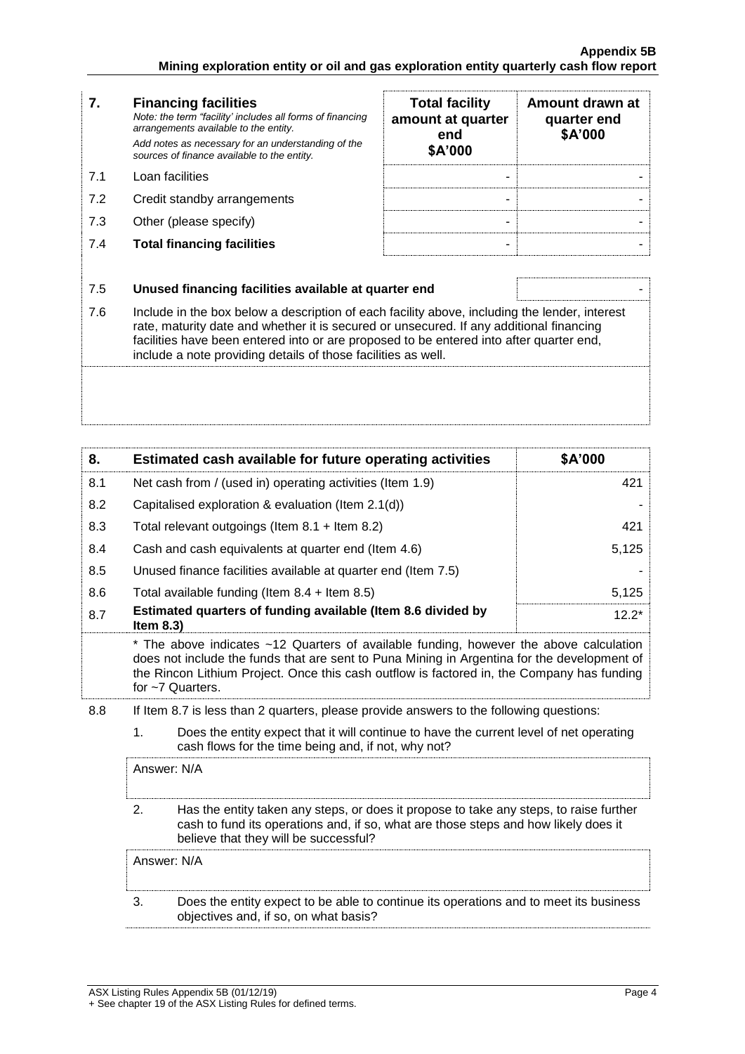| 7. | **Financing facilities**<br>*Note: the term "facility' includes all forms of financing arrangements available to the entity.*<br>*Add notes as necessary for an understanding of the sources of finance available to the entity.* | **Total facility amount at quarter end $A'000** | **Amount drawn at quarter end $A'000** |
|---|---|---|---|
| 7.1 | Loan facilities | - | - |
| 7.2 | Credit standby arrangements | - | - |
| 7.3 | Other (please specify) | - | - |
| 7.4 | **Total financing facilities** | - | - |

| | | |
|---|---|---|
| 7.5 | **Unused financing facilities available at quarter end** | - |

7.6 Include in the box below a description of each facility above, including the lender, interest rate, maturity date and whether it is secured or unsecured. If any additional financing facilities have been entered into or are proposed to be entered into after quarter end, include a note providing details of those facilities as well.

| 8. | **Estimated cash available for future operating activities** | **$A'000** |
|---|---|---|
| 8.1 | Net cash from / (used in) operating activities (Item 1.9) | 421 |
| 8.2 | Capitalised exploration & evaluation (Item 2.1(d)) | - |
| 8.3 | Total relevant outgoings (Item 8.1 + Item 8.2) | 421 |
| 8.4 | Cash and cash equivalents at quarter end (Item 4.6) | 5,125 |
| 8.5 | Unused finance facilities available at quarter end (Item 7.5) | - |
| 8.6 | Total available funding (Item 8.4 + Item 8.5) | 5,125 |
| 8.7 | **Estimated quarters of funding available (Item 8.6 divided by Item 8.3)** | 12.2* |

* The above indicates ~12 Quarters of available funding, however the above calculation does not include the funds that are sent to Puna Mining in Argentina for the development of the Rincon Lithium Project. Once this cash outflow is factored in, the Company has funding for ~7 Quarters.

8.8 If Item 8.7 is less than 2 quarters, please provide answers to the following questions:

1. Does the entity expect that it will continue to have the current level of net operating cash flows for the time being and, if not, why not?

   Answer: N/A

2. Has the entity taken any steps, or does it propose to take any steps, to raise further cash to fund its operations and, if so, what are those steps and how likely does it believe that they will be successful?

   Answer: N/A

3. Does the entity expect to be able to continue its operations and to meet its business objectives and, if so, on what basis?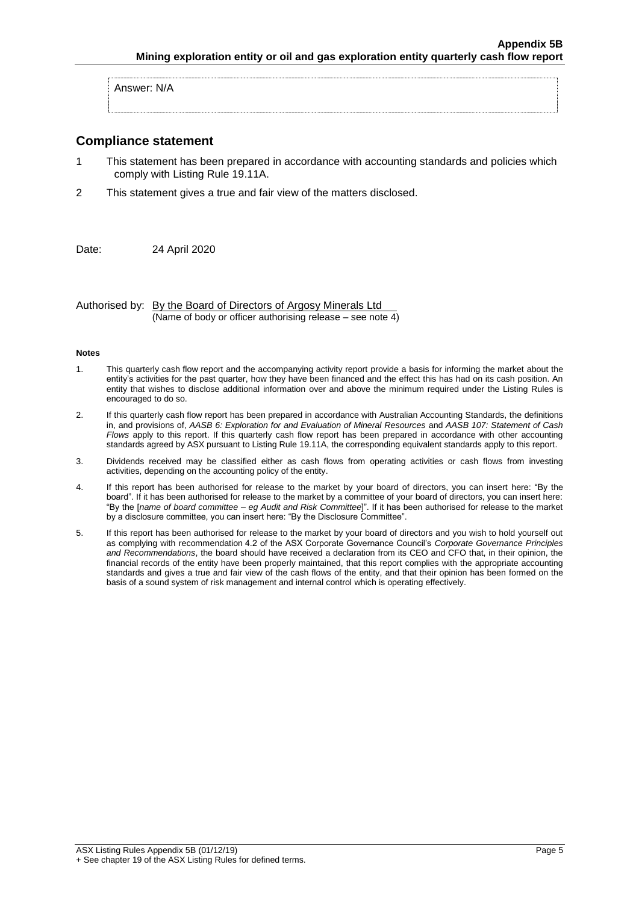Answer: N/A

## Compliance statement

1 This statement has been prepared in accordance with accounting standards and policies which comply with Listing Rule 19.11A.

2 This statement gives a true and fair view of the matters disclosed.

Date: 24 April 2020

Authorised by: By the Board of Directors of Argosy Minerals Ltd
(Name of body or officer authorising release – see note 4)

**Notes**

1. This quarterly cash flow report and the accompanying activity report provide a basis for informing the market about the entity's activities for the past quarter, how they have been financed and the effect this has had on its cash position. An entity that wishes to disclose additional information over and above the minimum required under the Listing Rules is encouraged to do so.
2. If this quarterly cash flow report has been prepared in accordance with Australian Accounting Standards, the definitions in, and provisions of, *AASB 6: Exploration for and Evaluation of Mineral Resources* and *AASB 107: Statement of Cash Flows* apply to this report. If this quarterly cash flow report has been prepared in accordance with other accounting standards agreed by ASX pursuant to Listing Rule 19.11A, the corresponding equivalent standards apply to this report.
3. Dividends received may be classified either as cash flows from operating activities or cash flows from investing activities, depending on the accounting policy of the entity.
4. If this report has been authorised for release to the market by your board of directors, you can insert here: "By the board". If it has been authorised for release to the market by a committee of your board of directors, you can insert here: "By the [*name of board committee – eg Audit and Risk Committee*]". If it has been authorised for release to the market by a disclosure committee, you can insert here: "By the Disclosure Committee".
5. If this report has been authorised for release to the market by your board of directors and you wish to hold yourself out as complying with recommendation 4.2 of the ASX Corporate Governance Council's *Corporate Governance Principles and Recommendations*, the board should have received a declaration from its CEO and CFO that, in their opinion, the financial records of the entity have been properly maintained, that this report complies with the appropriate accounting standards and gives a true and fair view of the cash flows of the entity, and that their opinion has been formed on the basis of a sound system of risk management and internal control which is operating effectively.